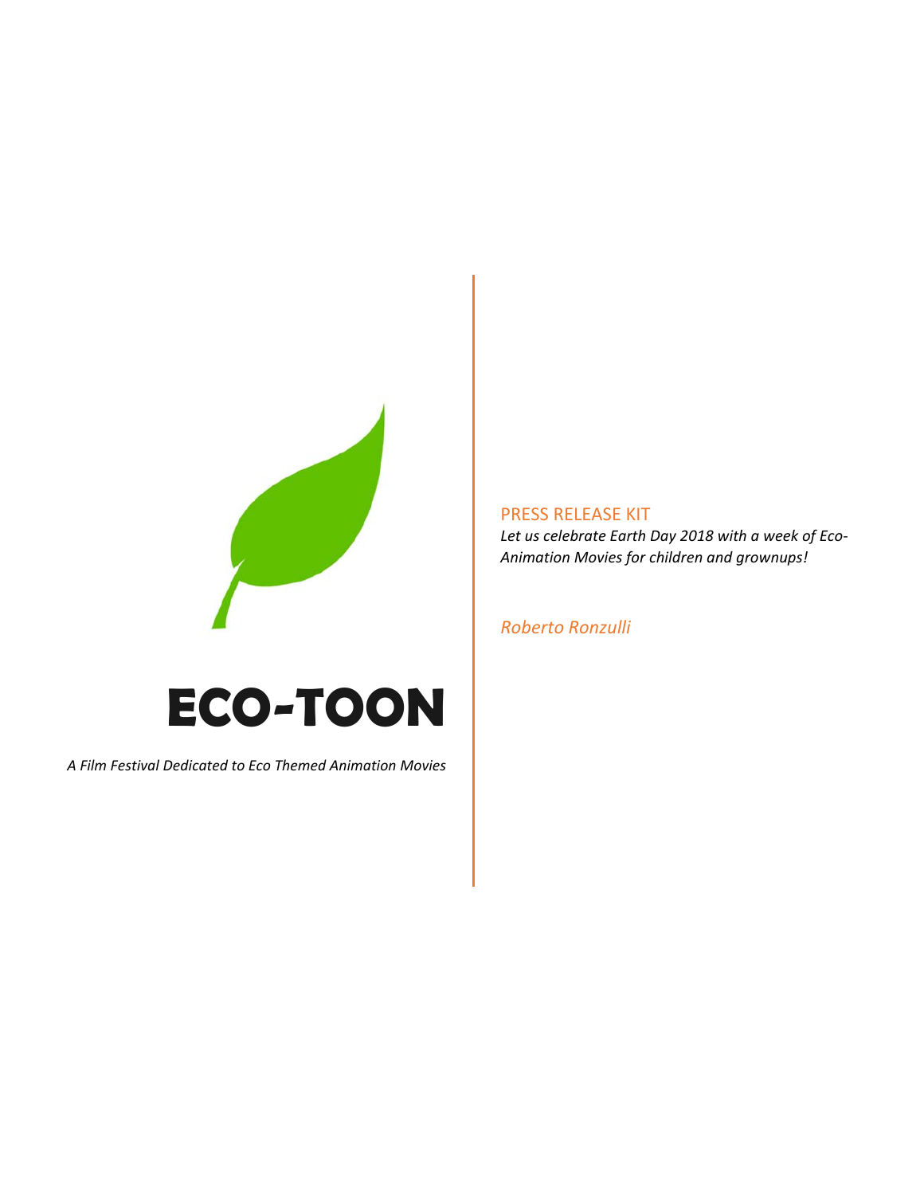# ECO-TOON

*A Film Festival Dedicated to Eco Themed Animation Movies*

## PRESS RELEASE KIT

*Let us celebrate Earth Day 2018 with a week of Eco-Animation Movies for children and grownups!*

*Roberto Ronzulli*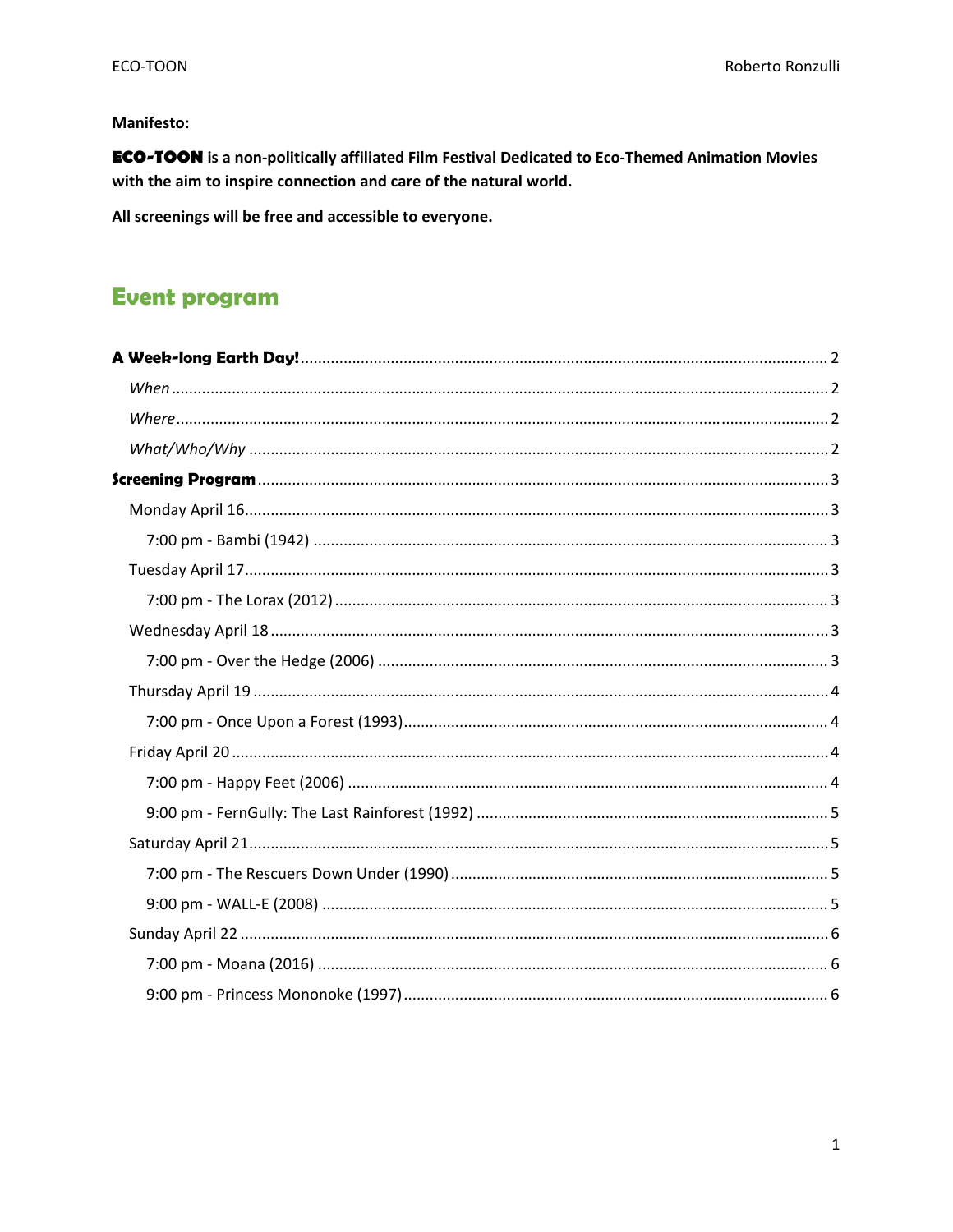**Manifesto:**

**ECO-TOON is a non-politically affiliated Film Festival Dedicated to Eco-Themed Animation Movies with the aim to inspire connection and care of the natural world.**

**All screenings will be free and accessible to everyone.**

# Event program

**A Week-long Earth Day!** ........................................ 2

- *When* ........................................ 2
- *Where* ........................................ 2
- *What/Who/Why* ........................................ 2

**Screening Program** ........................................ 3

- Monday April 16 ........................................ 3
  - 7:00 pm - Bambi (1942) ........................................ 3
- Tuesday April 17 ........................................ 3
  - 7:00 pm - The Lorax (2012) ........................................ 3
- Wednesday April 18 ........................................ 3
  - 7:00 pm - Over the Hedge (2006) ........................................ 3
- Thursday April 19 ........................................ 4
  - 7:00 pm - Once Upon a Forest (1993) ........................................ 4
- Friday April 20 ........................................ 4
  - 7:00 pm - Happy Feet (2006) ........................................ 4
  - 9:00 pm - FernGully: The Last Rainforest (1992) ........................................ 5
- Saturday April 21 ........................................ 5
  - 7:00 pm - The Rescuers Down Under (1990) ........................................ 5
  - 9:00 pm - WALL-E (2008) ........................................ 5
- Sunday April 22 ........................................ 6
  - 7:00 pm - Moana (2016) ........................................ 6
  - 9:00 pm - Princess Mononoke (1997) ........................................ 6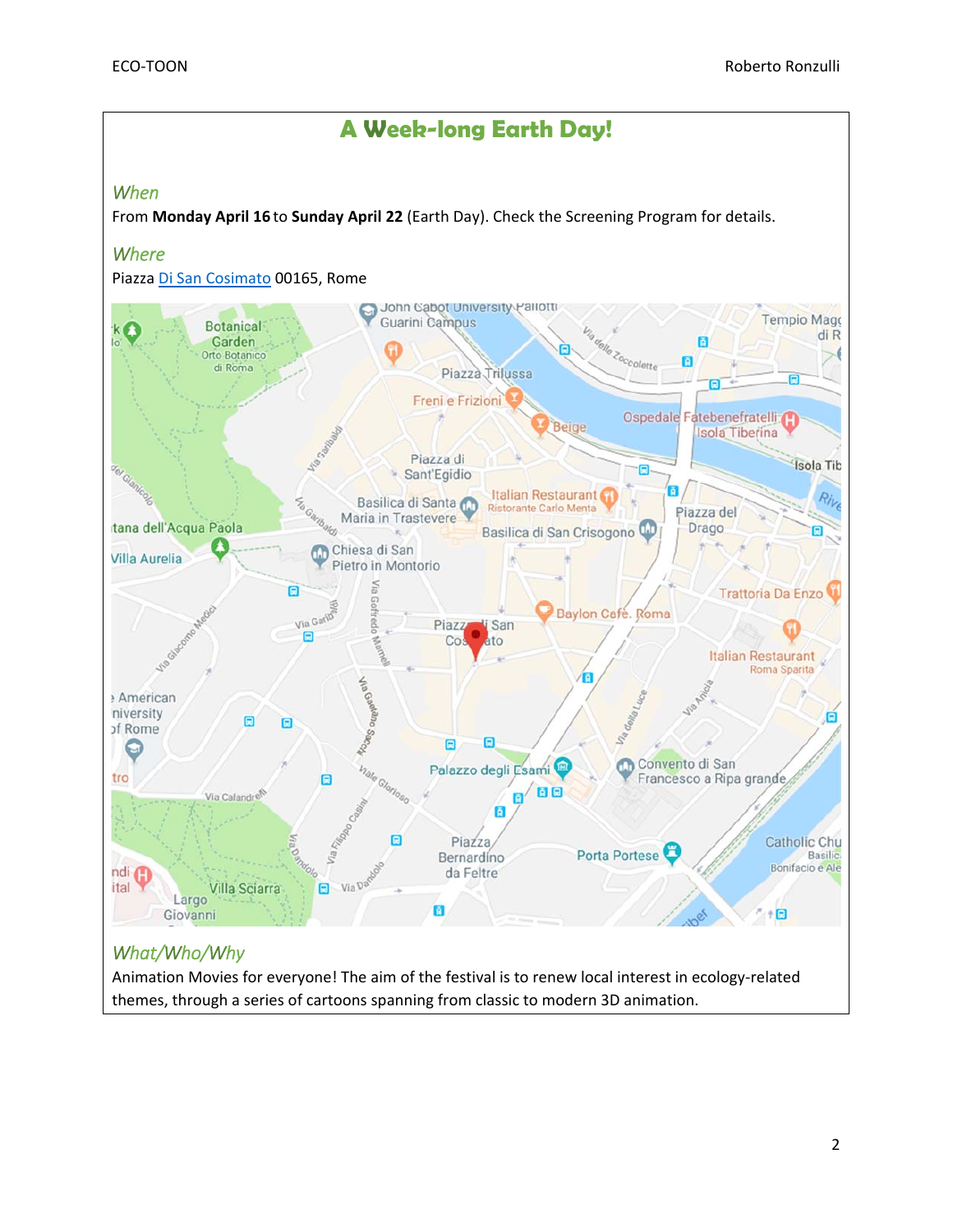# A Week-long Earth Day!

*When*

From **Monday April 16** to **Sunday April 22** (Earth Day). Check the Screening Program for details.

*Where*

Piazza [Di San Cosimato](#) 00165, Rome

*What/Who/Why*

Animation Movies for everyone! The aim of the festival is to renew local interest in ecology-related themes, through a series of cartoons spanning from classic to modern 3D animation.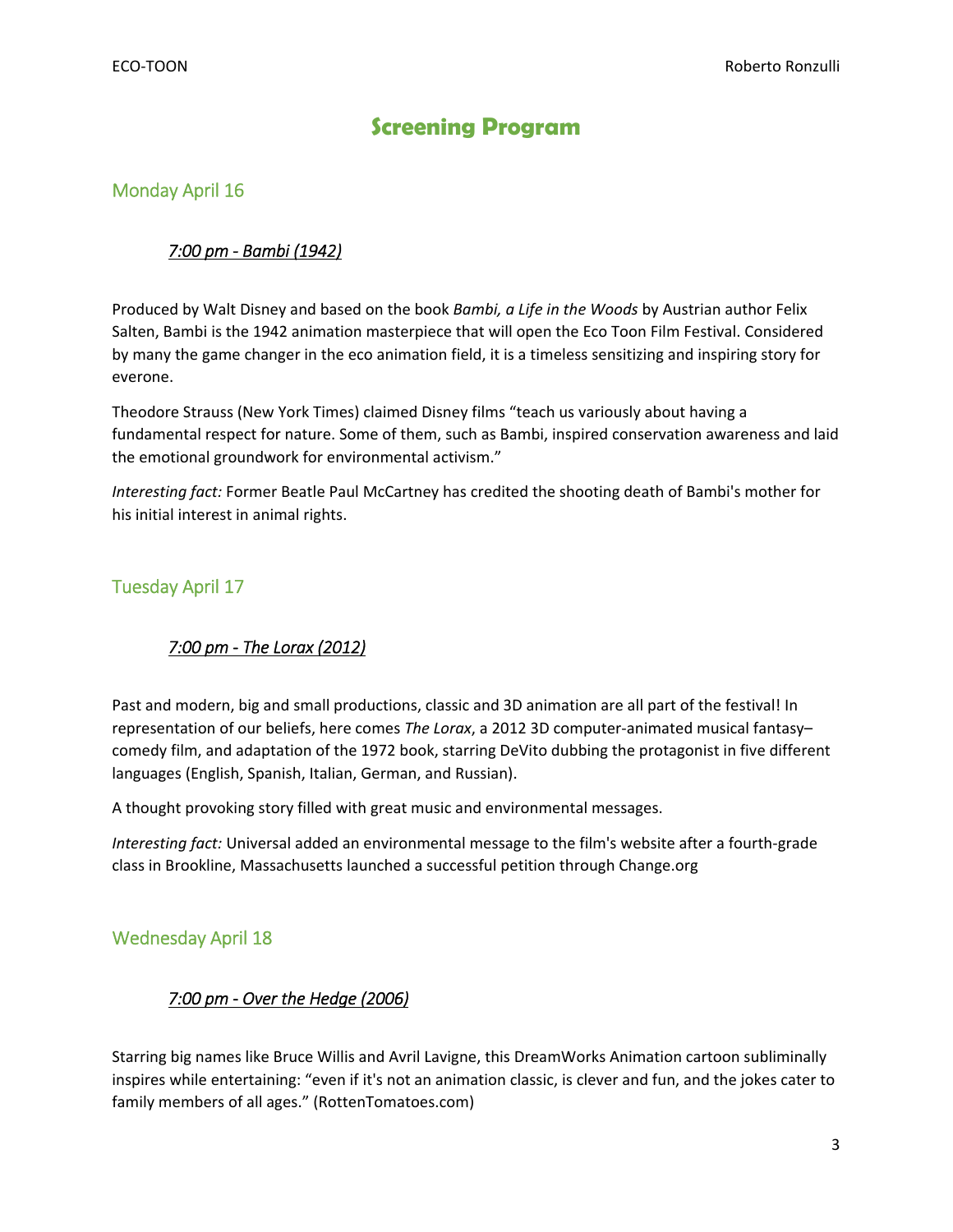# Screening Program

## Monday April 16

### *7:00 pm - Bambi (1942)*

Produced by Walt Disney and based on the book *Bambi, a Life in the Woods* by Austrian author Felix Salten, Bambi is the 1942 animation masterpiece that will open the Eco Toon Film Festival. Considered by many the game changer in the eco animation field, it is a timeless sensitizing and inspiring story for everone.

Theodore Strauss (New York Times) claimed Disney films "teach us variously about having a fundamental respect for nature. Some of them, such as Bambi, inspired conservation awareness and laid the emotional groundwork for environmental activism."

*Interesting fact:* Former Beatle Paul McCartney has credited the shooting death of Bambi's mother for his initial interest in animal rights.

## Tuesday April 17

### *7:00 pm - The Lorax (2012)*

Past and modern, big and small productions, classic and 3D animation are all part of the festival! In representation of our beliefs, here comes *The Lorax*, a 2012 3D computer-animated musical fantasy–comedy film, and adaptation of the 1972 book, starring DeVito dubbing the protagonist in five different languages (English, Spanish, Italian, German, and Russian).

A thought provoking story filled with great music and environmental messages.

*Interesting fact:* Universal added an environmental message to the film's website after a fourth-grade class in Brookline, Massachusetts launched a successful petition through Change.org

## Wednesday April 18

### *7:00 pm - Over the Hedge (2006)*

Starring big names like Bruce Willis and Avril Lavigne, this DreamWorks Animation cartoon subliminally inspires while entertaining: "even if it's not an animation classic, is clever and fun, and the jokes cater to family members of all ages." (RottenTomatoes.com)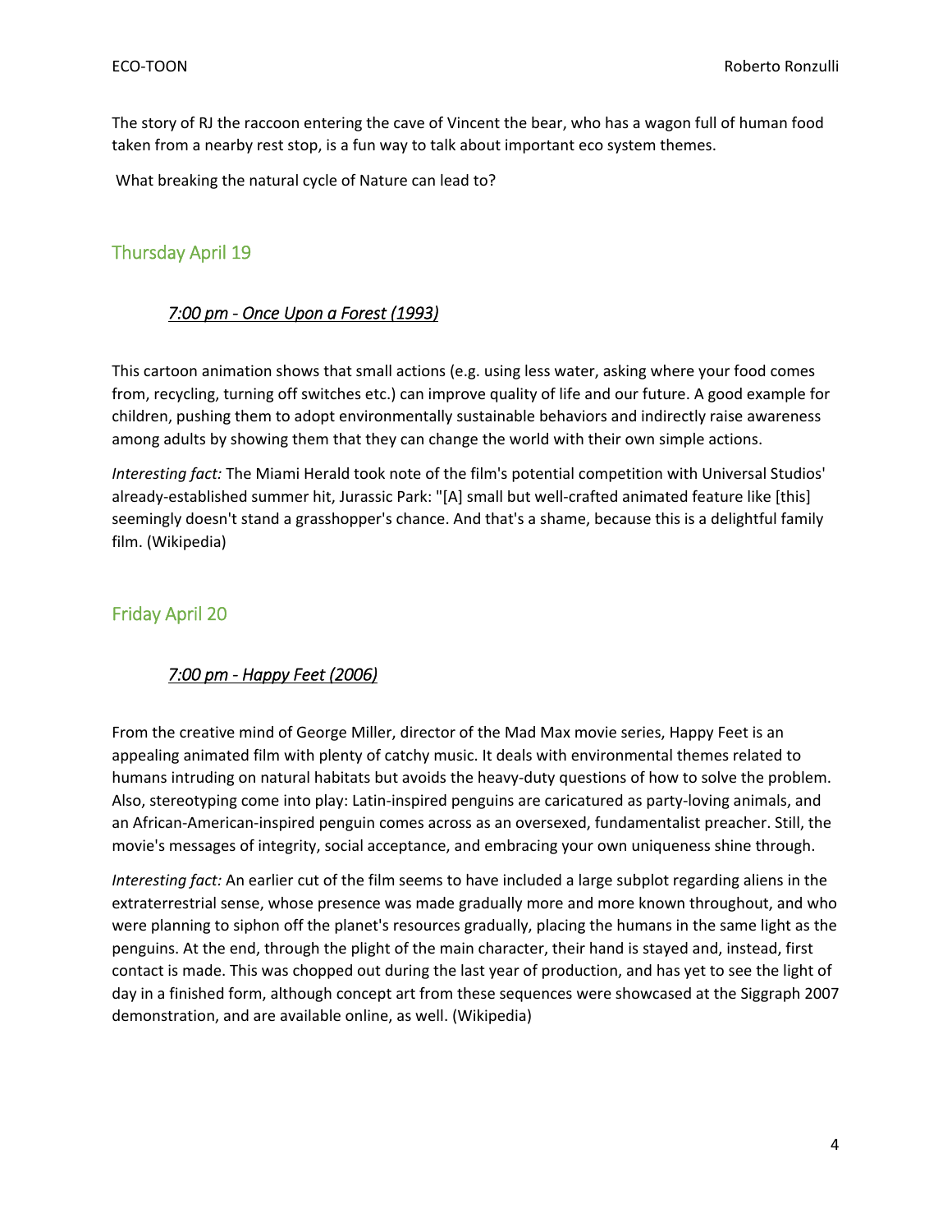The story of RJ the raccoon entering the cave of Vincent the bear, who has a wagon full of human food taken from a nearby rest stop, is a fun way to talk about important eco system themes.

What breaking the natural cycle of Nature can lead to?

## Thursday April 19

### *7:00 pm - Once Upon a Forest (1993)*

This cartoon animation shows that small actions (e.g. using less water, asking where your food comes from, recycling, turning off switches etc.) can improve quality of life and our future. A good example for children, pushing them to adopt environmentally sustainable behaviors and indirectly raise awareness among adults by showing them that they can change the world with their own simple actions.

*Interesting fact:* The Miami Herald took note of the film's potential competition with Universal Studios' already-established summer hit, Jurassic Park: "[A] small but well-crafted animated feature like [this] seemingly doesn't stand a grasshopper's chance. And that's a shame, because this is a delightful family film. (Wikipedia)

## Friday April 20

### *7:00 pm - Happy Feet (2006)*

From the creative mind of George Miller, director of the Mad Max movie series, Happy Feet is an appealing animated film with plenty of catchy music. It deals with environmental themes related to humans intruding on natural habitats but avoids the heavy-duty questions of how to solve the problem. Also, stereotyping come into play: Latin-inspired penguins are caricatured as party-loving animals, and an African-American-inspired penguin comes across as an oversexed, fundamentalist preacher. Still, the movie's messages of integrity, social acceptance, and embracing your own uniqueness shine through.

*Interesting fact:* An earlier cut of the film seems to have included a large subplot regarding aliens in the extraterrestrial sense, whose presence was made gradually more and more known throughout, and who were planning to siphon off the planet's resources gradually, placing the humans in the same light as the penguins. At the end, through the plight of the main character, their hand is stayed and, instead, first contact is made. This was chopped out during the last year of production, and has yet to see the light of day in a finished form, although concept art from these sequences were showcased at the Siggraph 2007 demonstration, and are available online, as well. (Wikipedia)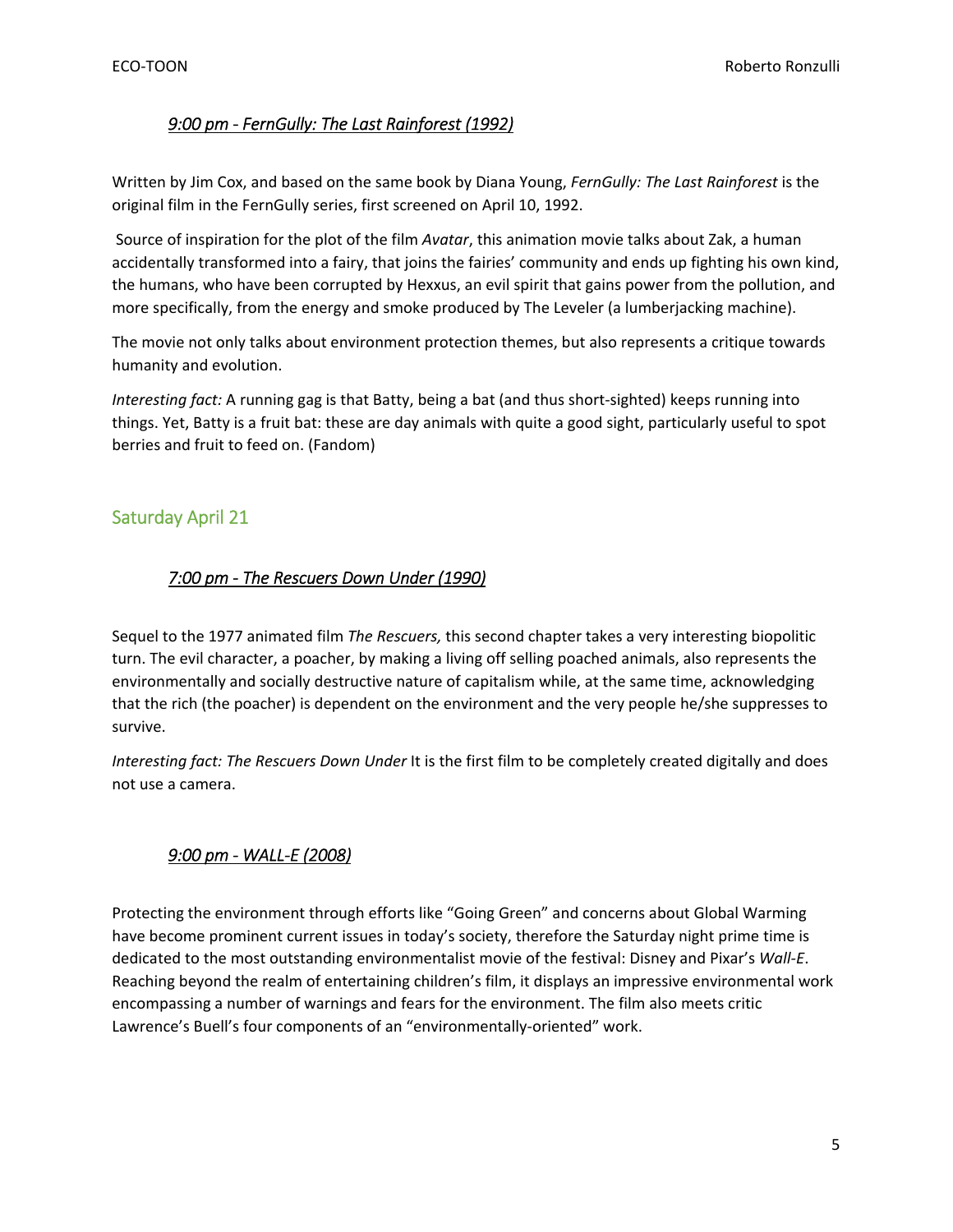### *9:00 pm - FernGully: The Last Rainforest (1992)*

Written by Jim Cox, and based on the same book by Diana Young, *FernGully: The Last Rainforest* is the original film in the FernGully series, first screened on April 10, 1992.

Source of inspiration for the plot of the film *Avatar*, this animation movie talks about Zak, a human accidentally transformed into a fairy, that joins the fairies' community and ends up fighting his own kind, the humans, who have been corrupted by Hexxus, an evil spirit that gains power from the pollution, and more specifically, from the energy and smoke produced by The Leveler (a lumberjacking machine).

The movie not only talks about environment protection themes, but also represents a critique towards humanity and evolution.

*Interesting fact:* A running gag is that Batty, being a bat (and thus short-sighted) keeps running into things. Yet, Batty is a fruit bat: these are day animals with quite a good sight, particularly useful to spot berries and fruit to feed on. (Fandom)

## Saturday April 21

### *7:00 pm - The Rescuers Down Under (1990)*

Sequel to the 1977 animated film *The Rescuers,* this second chapter takes a very interesting biopolitic turn. The evil character, a poacher, by making a living off selling poached animals, also represents the environmentally and socially destructive nature of capitalism while, at the same time, acknowledging that the rich (the poacher) is dependent on the environment and the very people he/she suppresses to survive.

*Interesting fact: The Rescuers Down Under* It is the first film to be completely created digitally and does not use a camera.

### *9:00 pm - WALL-E (2008)*

Protecting the environment through efforts like "Going Green" and concerns about Global Warming have become prominent current issues in today's society, therefore the Saturday night prime time is dedicated to the most outstanding environmentalist movie of the festival: Disney and Pixar's *Wall-E*. Reaching beyond the realm of entertaining children's film, it displays an impressive environmental work encompassing a number of warnings and fears for the environment. The film also meets critic Lawrence's Buell's four components of an "environmentally-oriented" work.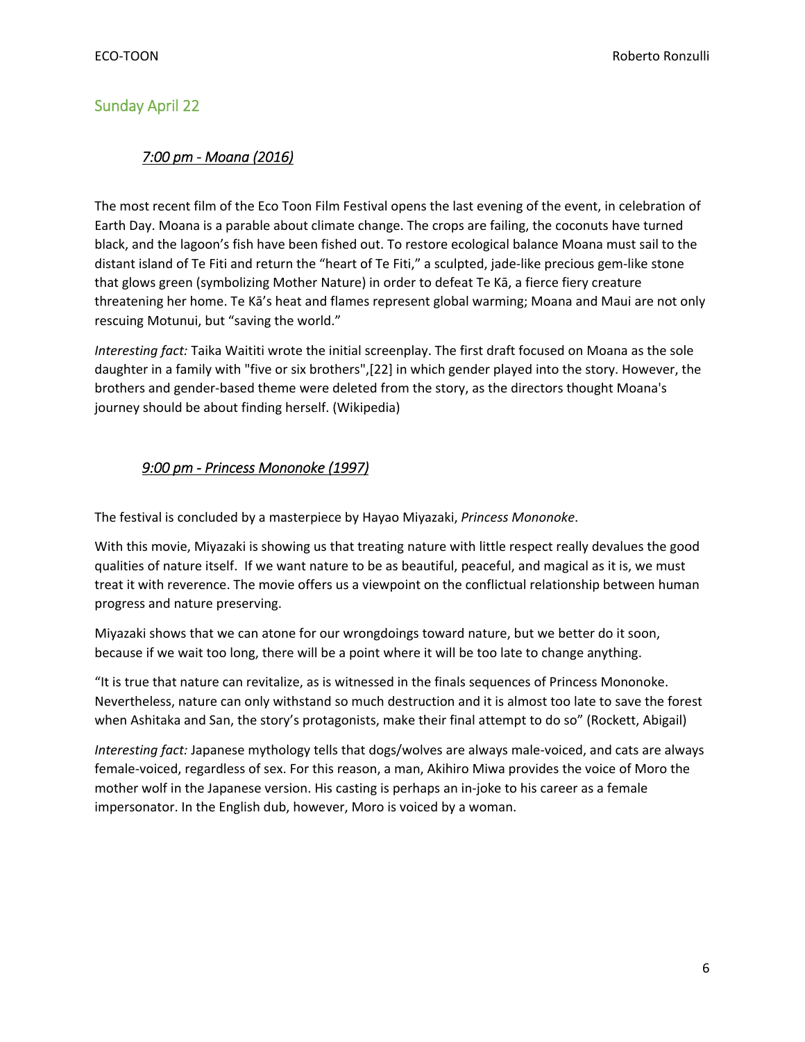## Sunday April 22

### *7:00 pm - Moana (2016)*

The most recent film of the Eco Toon Film Festival opens the last evening of the event, in celebration of Earth Day. Moana is a parable about climate change. The crops are failing, the coconuts have turned black, and the lagoon's fish have been fished out. To restore ecological balance Moana must sail to the distant island of Te Fiti and return the "heart of Te Fiti," a sculpted, jade-like precious gem-like stone that glows green (symbolizing Mother Nature) in order to defeat Te Kā, a fierce fiery creature threatening her home. Te Kā's heat and flames represent global warming; Moana and Maui are not only rescuing Motunui, but "saving the world."

*Interesting fact:* Taika Waititi wrote the initial screenplay. The first draft focused on Moana as the sole daughter in a family with "five or six brothers",[22] in which gender played into the story. However, the brothers and gender-based theme were deleted from the story, as the directors thought Moana's journey should be about finding herself. (Wikipedia)

### *9:00 pm - Princess Mononoke (1997)*

The festival is concluded by a masterpiece by Hayao Miyazaki, *Princess Mononoke*.

With this movie, Miyazaki is showing us that treating nature with little respect really devalues the good qualities of nature itself. If we want nature to be as beautiful, peaceful, and magical as it is, we must treat it with reverence. The movie offers us a viewpoint on the conflictual relationship between human progress and nature preserving.

Miyazaki shows that we can atone for our wrongdoings toward nature, but we better do it soon, because if we wait too long, there will be a point where it will be too late to change anything.

"It is true that nature can revitalize, as is witnessed in the finals sequences of Princess Mononoke. Nevertheless, nature can only withstand so much destruction and it is almost too late to save the forest when Ashitaka and San, the story's protagonists, make their final attempt to do so" (Rockett, Abigail)

*Interesting fact:* Japanese mythology tells that dogs/wolves are always male-voiced, and cats are always female-voiced, regardless of sex. For this reason, a man, Akihiro Miwa provides the voice of Moro the mother wolf in the Japanese version. His casting is perhaps an in-joke to his career as a female impersonator. In the English dub, however, Moro is voiced by a woman.